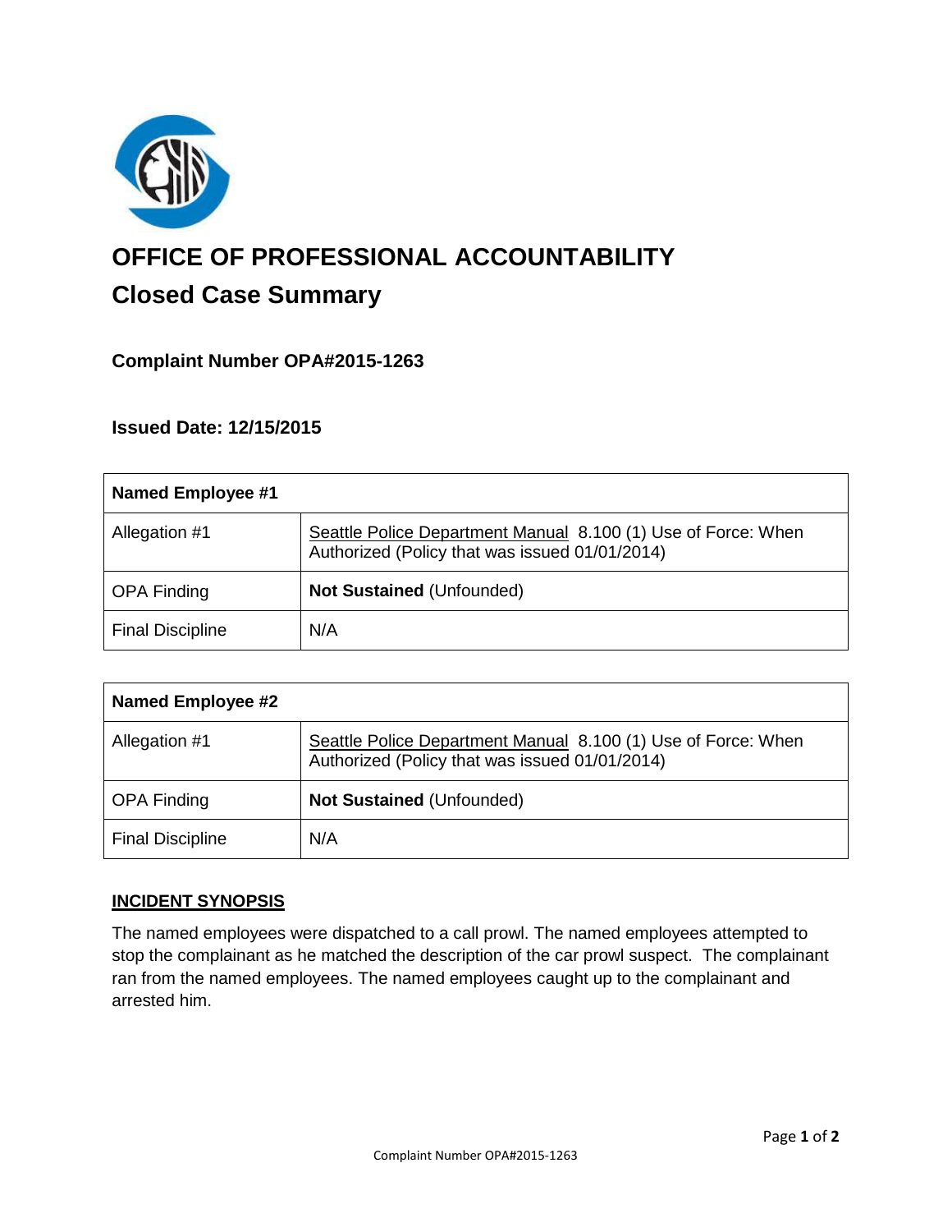# OFFICE OF PROFESSIONAL ACCOUNTABILITY

## Closed Case Summary

### Complaint Number OPA#2015-1263

### Issued Date: 12/15/2015

| Named Employee #1 | |
|---|---|
| Allegation #1 | Seattle Police Department Manual 8.100 (1) Use of Force: When Authorized (Policy that was issued 01/01/2014) |
| OPA Finding | **Not Sustained** (Unfounded) |
| Final Discipline | N/A |

| Named Employee #2 | |
|---|---|
| Allegation #1 | Seattle Police Department Manual 8.100 (1) Use of Force: When Authorized (Policy that was issued 01/01/2014) |
| OPA Finding | **Not Sustained** (Unfounded) |
| Final Discipline | N/A |

**INCIDENT SYNOPSIS**

The named employees were dispatched to a call prowl. The named employees attempted to stop the complainant as he matched the description of the car prowl suspect. The complainant ran from the named employees. The named employees caught up to the complainant and arrested him.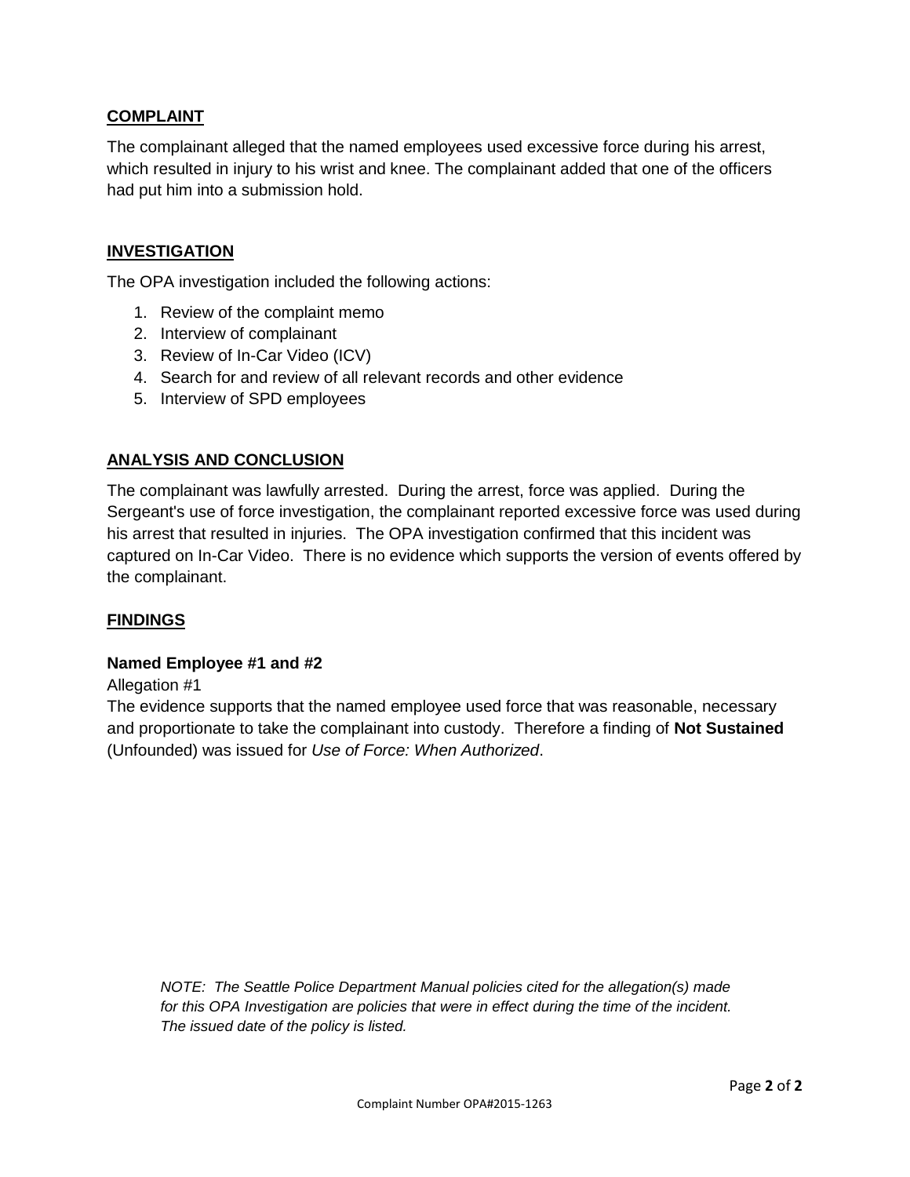## COMPLAINT

The complainant alleged that the named employees used excessive force during his arrest, which resulted in injury to his wrist and knee. The complainant added that one of the officers had put him into a submission hold.

## INVESTIGATION

The OPA investigation included the following actions:

1. Review of the complaint memo
2. Interview of complainant
3. Review of In-Car Video (ICV)
4. Search for and review of all relevant records and other evidence
5. Interview of SPD employees

## ANALYSIS AND CONCLUSION

The complainant was lawfully arrested. During the arrest, force was applied. During the Sergeant's use of force investigation, the complainant reported excessive force was used during his arrest that resulted in injuries. The OPA investigation confirmed that this incident was captured on In-Car Video. There is no evidence which supports the version of events offered by the complainant.

## FINDINGS

**Named Employee #1 and #2**

Allegation #1

The evidence supports that the named employee used force that was reasonable, necessary and proportionate to take the complainant into custody. Therefore a finding of **Not Sustained** (Unfounded) was issued for *Use of Force: When Authorized*.

*NOTE: The Seattle Police Department Manual policies cited for the allegation(s) made for this OPA Investigation are policies that were in effect during the time of the incident. The issued date of the policy is listed.*

Complaint Number OPA#2015-1263